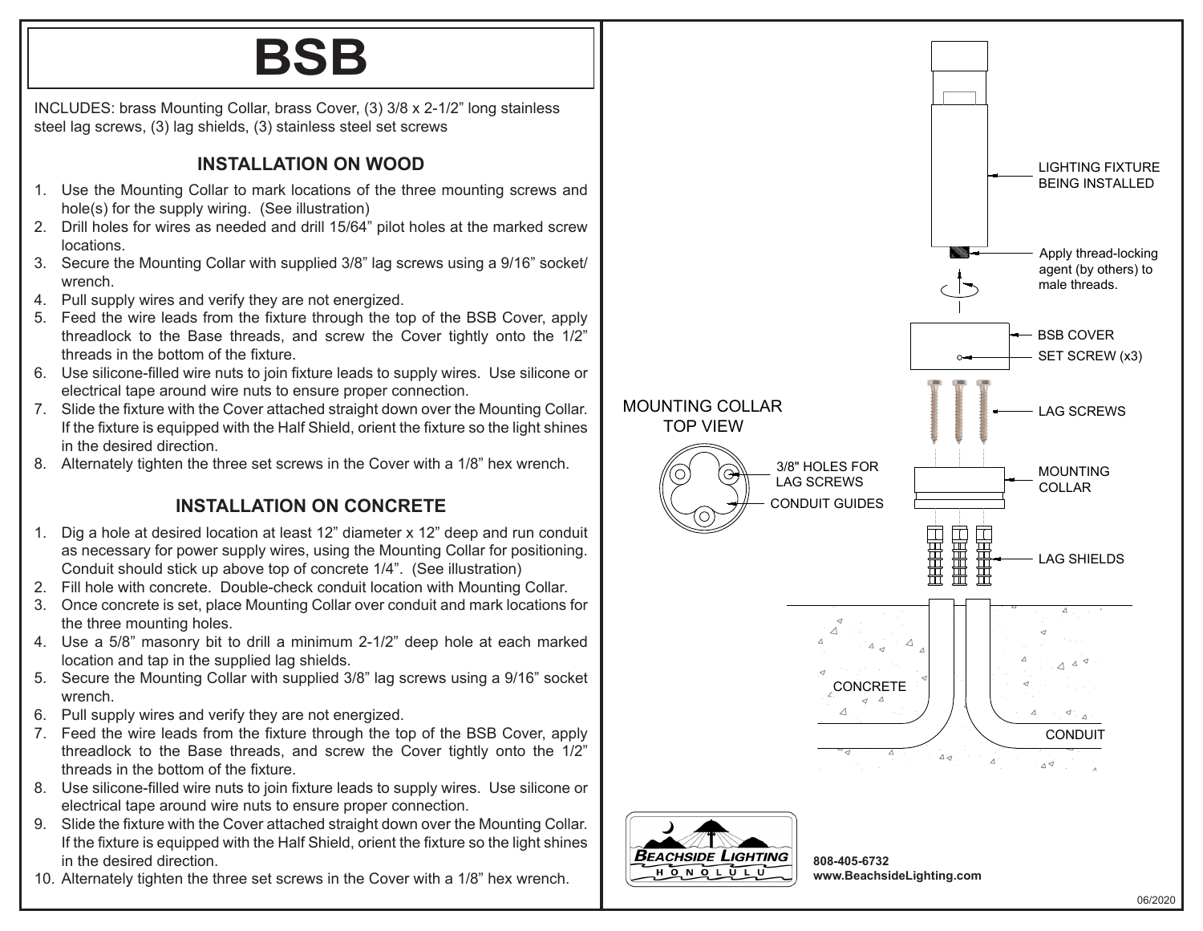# BSB

INCLUDES: brass Mounting Collar, brass Cover, (3) 3/8 x 2-1/2" long stainless steel lag screws, (3) lag shields, (3) stainless steel set screws

## INSTALLATION ON WOOD

1. Use the Mounting Collar to mark locations of the three mounting screws and hole(s) for the supply wiring. (See illustration)
2. Drill holes for wires as needed and drill 15/64" pilot holes at the marked screw locations.
3. Secure the Mounting Collar with supplied 3/8" lag screws using a 9/16" socket/wrench.
4. Pull supply wires and verify they are not energized.
5. Feed the wire leads from the fixture through the top of the BSB Cover, apply threadlock to the Base threads, and screw the Cover tightly onto the 1/2" threads in the bottom of the fixture.
6. Use silicone-filled wire nuts to join fixture leads to supply wires. Use silicone or electrical tape around wire nuts to ensure proper connection.
7. Slide the fixture with the Cover attached straight down over the Mounting Collar. If the fixture is equipped with the Half Shield, orient the fixture so the light shines in the desired direction.
8. Alternately tighten the three set screws in the Cover with a 1/8" hex wrench.

## INSTALLATION ON CONCRETE

1. Dig a hole at desired location at least 12" diameter x 12" deep and run conduit as necessary for power supply wires, using the Mounting Collar for positioning. Conduit should stick up above top of concrete 1/4". (See illustration)
2. Fill hole with concrete. Double-check conduit location with Mounting Collar.
3. Once concrete is set, place Mounting Collar over conduit and mark locations for the three mounting holes.
4. Use a 5/8" masonry bit to drill a minimum 2-1/2" deep hole at each marked location and tap in the supplied lag shields.
5. Secure the Mounting Collar with supplied 3/8" lag screws using a 9/16" socket wrench.
6. Pull supply wires and verify they are not energized.
7. Feed the wire leads from the fixture through the top of the BSB Cover, apply threadlock to the Base threads, and screw the Cover tightly onto the 1/2" threads in the bottom of the fixture.
8. Use silicone-filled wire nuts to join fixture leads to supply wires. Use silicone or electrical tape around wire nuts to ensure proper connection.
9. Slide the fixture with the Cover attached straight down over the Mounting Collar. If the fixture is equipped with the Half Shield, orient the fixture so the light shines in the desired direction.
10. Alternately tighten the three set screws in the Cover with a 1/8" hex wrench.

LIGHTING FIXTURE BEING INSTALLED

Apply thread-locking agent (by others) to male threads.

BSB COVER

SET SCREW (x3)

LAG SCREWS

MOUNTING COLLAR TOP VIEW

3/8" HOLES FOR LAG SCREWS

CONDUIT GUIDES

MOUNTING COLLAR

LAG SHIELDS

CONCRETE

CONDUIT

BEACHSIDE LIGHTING HONOLULU

808-405-6732
www.BeachsideLighting.com

06/2020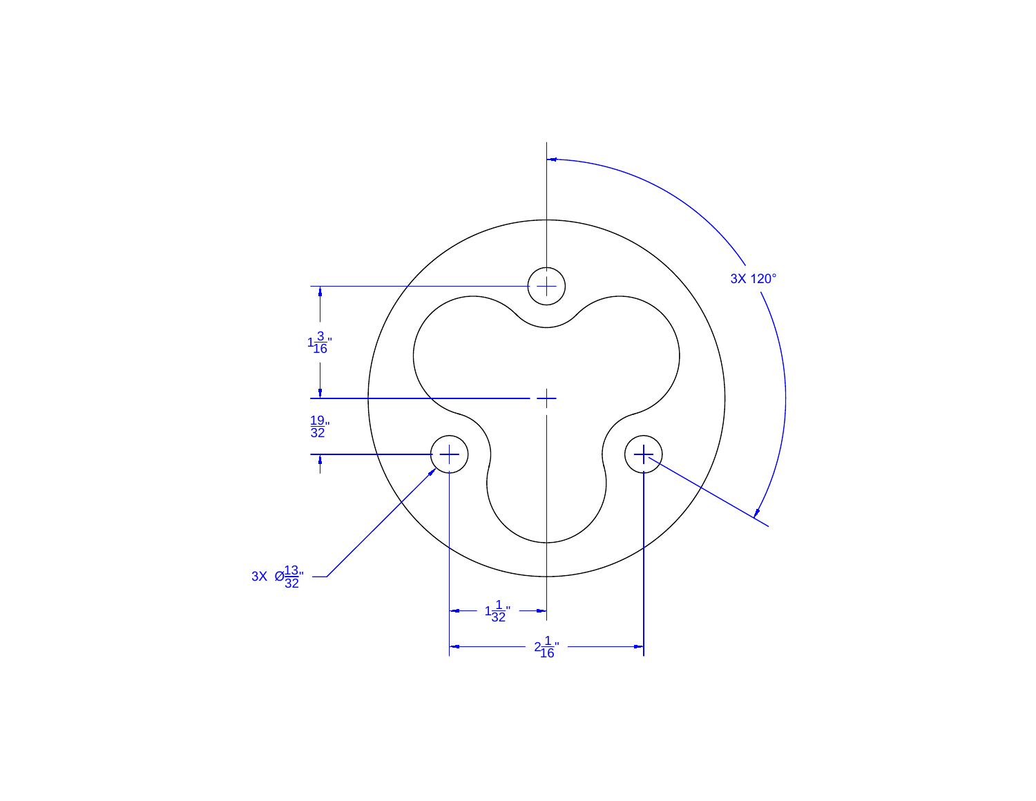3X 120°

$1\frac{3}{16}$"

$\frac{19}{32}$"

3X Ø$\frac{13}{32}$"

$1\frac{1}{32}$"

$2\frac{1}{16}$"